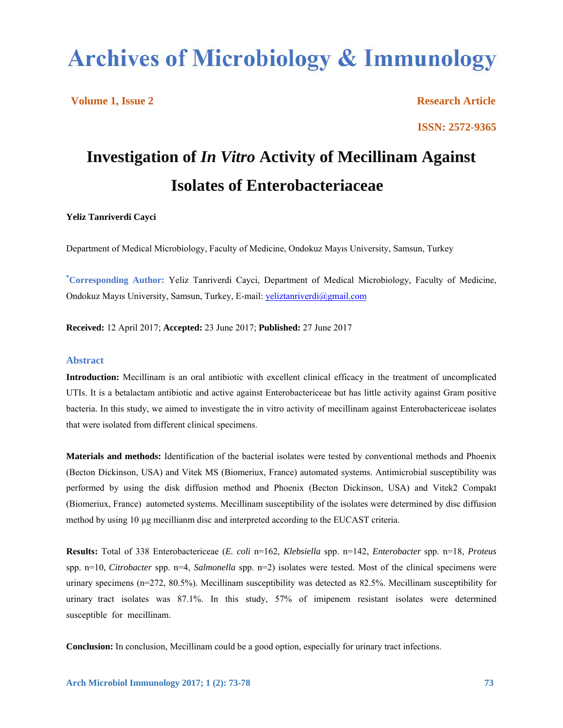# Archives of Microbiology & Immunology

**Volume 1, Issue 2** **Research Article**

**ISSN: 2572-9365**

# Investigation of *In Vitro* Activity of Mecillinam Against Isolates of Enterobacteriaceae

**Yeliz Tanriverdi Cayci**

Department of Medical Microbiology, Faculty of Medicine, Ondokuz Mayıs University, Samsun, Turkey

**\*Corresponding Author:** Yeliz Tanriverdi Cayci, Department of Medical Microbiology, Faculty of Medicine, Ondokuz Mayıs University, Samsun, Turkey, E-mail: yeliztanriverdi@gmail.com

**Received:** 12 April 2017; **Accepted:** 23 June 2017; **Published:** 27 June 2017

## Abstract

**Introduction:** Mecillinam is an oral antibiotic with excellent clinical efficacy in the treatment of uncomplicated UTIs. It is a betalactam antibiotic and active against Enterobactericeae but has little activity against Gram positive bacteria. In this study, we aimed to investigate the in vitro activity of mecillinam against Enterobactericeae isolates that were isolated from different clinical specimens.

**Materials and methods:** Identification of the bacterial isolates were tested by conventional methods and Phoenix (Becton Dickinson, USA) and Vitek MS (Biomeriux, France) automated systems. Antimicrobial susceptibility was performed by using the disk diffusion method and Phoenix (Becton Dickinson, USA) and Vitek2 Compakt (Biomeriux, France) autometed systems. Mecillinam susceptibility of the isolates were determined by disc diffusion method by using 10 µg mecillianm disc and interpreted according to the EUCAST criteria.

**Results:** Total of 338 Enterobactericeae (*E. coli* n=162, *Klebsiella* spp. n=142, *Enterobacter* spp. n=18, *Proteus* spp. n=10, *Citrobacter* spp. n=4, *Salmonella* spp. n=2) isolates were tested. Most of the clinical specimens were urinary specimens (n=272, 80.5%). Mecillinam susceptibility was detected as 82.5%. Mecillinam susceptibility for urinary tract isolates was 87.1%. In this study, 57% of imipenem resistant isolates were determined susceptible for mecillinam.

**Conclusion:** In conclusion, Mecillinam could be a good option, especially for urinary tract infections.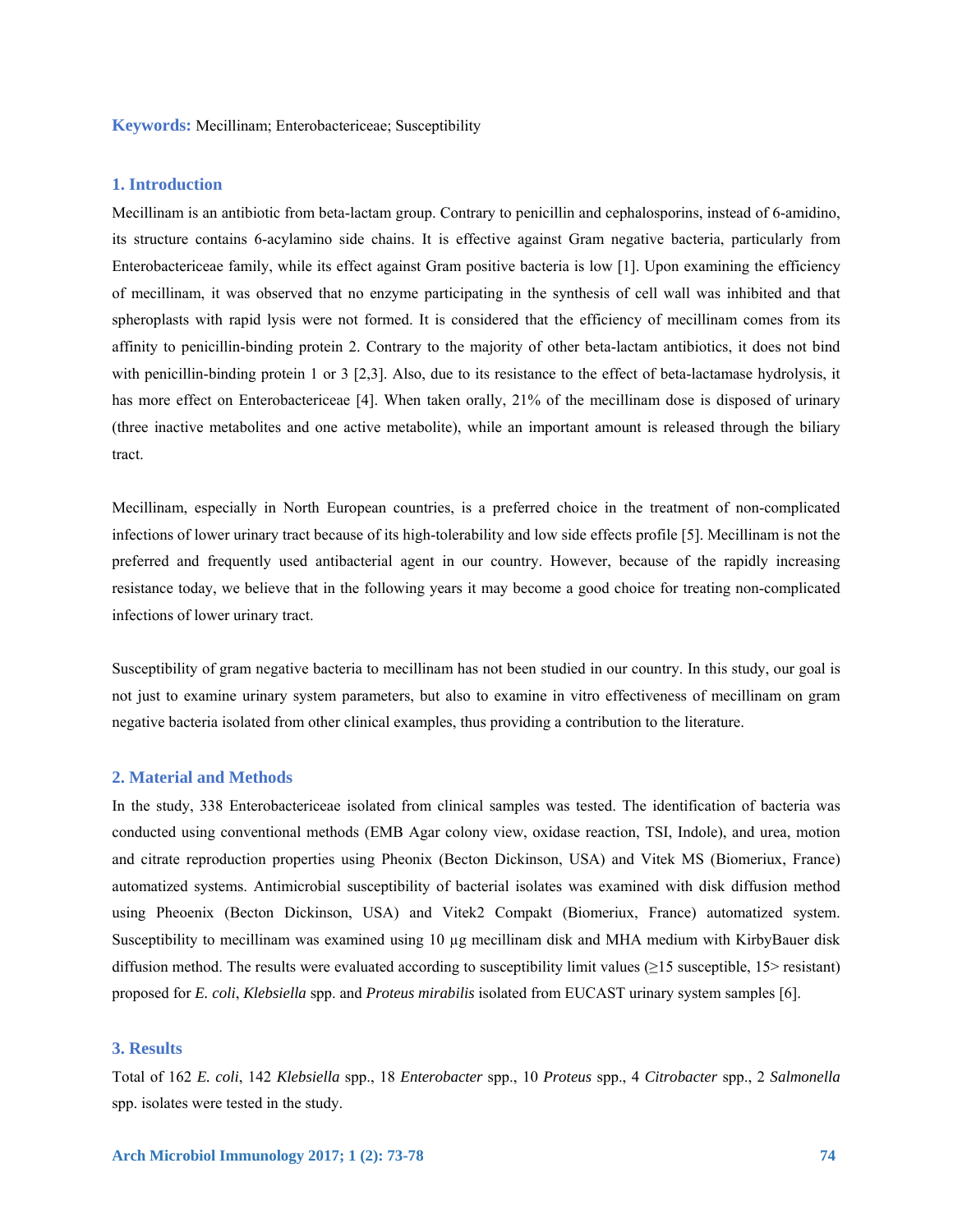**Keywords:** Mecillinam; Enterobactericeae; Susceptibility

## 1. Introduction

Mecillinam is an antibiotic from beta-lactam group. Contrary to penicillin and cephalosporins, instead of 6-amidino, its structure contains 6-acylamino side chains. It is effective against Gram negative bacteria, particularly from Enterobactericeae family, while its effect against Gram positive bacteria is low [1]. Upon examining the efficiency of mecillinam, it was observed that no enzyme participating in the synthesis of cell wall was inhibited and that spheroplasts with rapid lysis were not formed. It is considered that the efficiency of mecillinam comes from its affinity to penicillin-binding protein 2. Contrary to the majority of other beta-lactam antibiotics, it does not bind with penicillin-binding protein 1 or 3 [2,3]. Also, due to its resistance to the effect of beta-lactamase hydrolysis, it has more effect on Enterobactericeae [4]. When taken orally, 21% of the mecillinam dose is disposed of urinary (three inactive metabolites and one active metabolite), while an important amount is released through the biliary tract.

Mecillinam, especially in North European countries, is a preferred choice in the treatment of non-complicated infections of lower urinary tract because of its high-tolerability and low side effects profile [5]. Mecillinam is not the preferred and frequently used antibacterial agent in our country. However, because of the rapidly increasing resistance today, we believe that in the following years it may become a good choice for treating non-complicated infections of lower urinary tract.

Susceptibility of gram negative bacteria to mecillinam has not been studied in our country. In this study, our goal is not just to examine urinary system parameters, but also to examine in vitro effectiveness of mecillinam on gram negative bacteria isolated from other clinical examples, thus providing a contribution to the literature.

## 2. Material and Methods

In the study, 338 Enterobactericeae isolated from clinical samples was tested. The identification of bacteria was conducted using conventional methods (EMB Agar colony view, oxidase reaction, TSI, Indole), and urea, motion and citrate reproduction properties using Pheonix (Becton Dickinson, USA) and Vitek MS (Biomeriux, France) automatized systems. Antimicrobial susceptibility of bacterial isolates was examined with disk diffusion method using Pheoenix (Becton Dickinson, USA) and Vitek2 Compakt (Biomeriux, France) automatized system. Susceptibility to mecillinam was examined using 10 µg mecillinam disk and MHA medium with KirbyBauer disk diffusion method. The results were evaluated according to susceptibility limit values (≥15 susceptible, 15> resistant) proposed for *E. coli*, *Klebsiella* spp. and *Proteus mirabilis* isolated from EUCAST urinary system samples [6].

## 3. Results

Total of 162 *E. coli*, 142 *Klebsiella* spp., 18 *Enterobacter* spp., 10 *Proteus* spp., 4 *Citrobacter* spp., 2 *Salmonella* spp. isolates were tested in the study.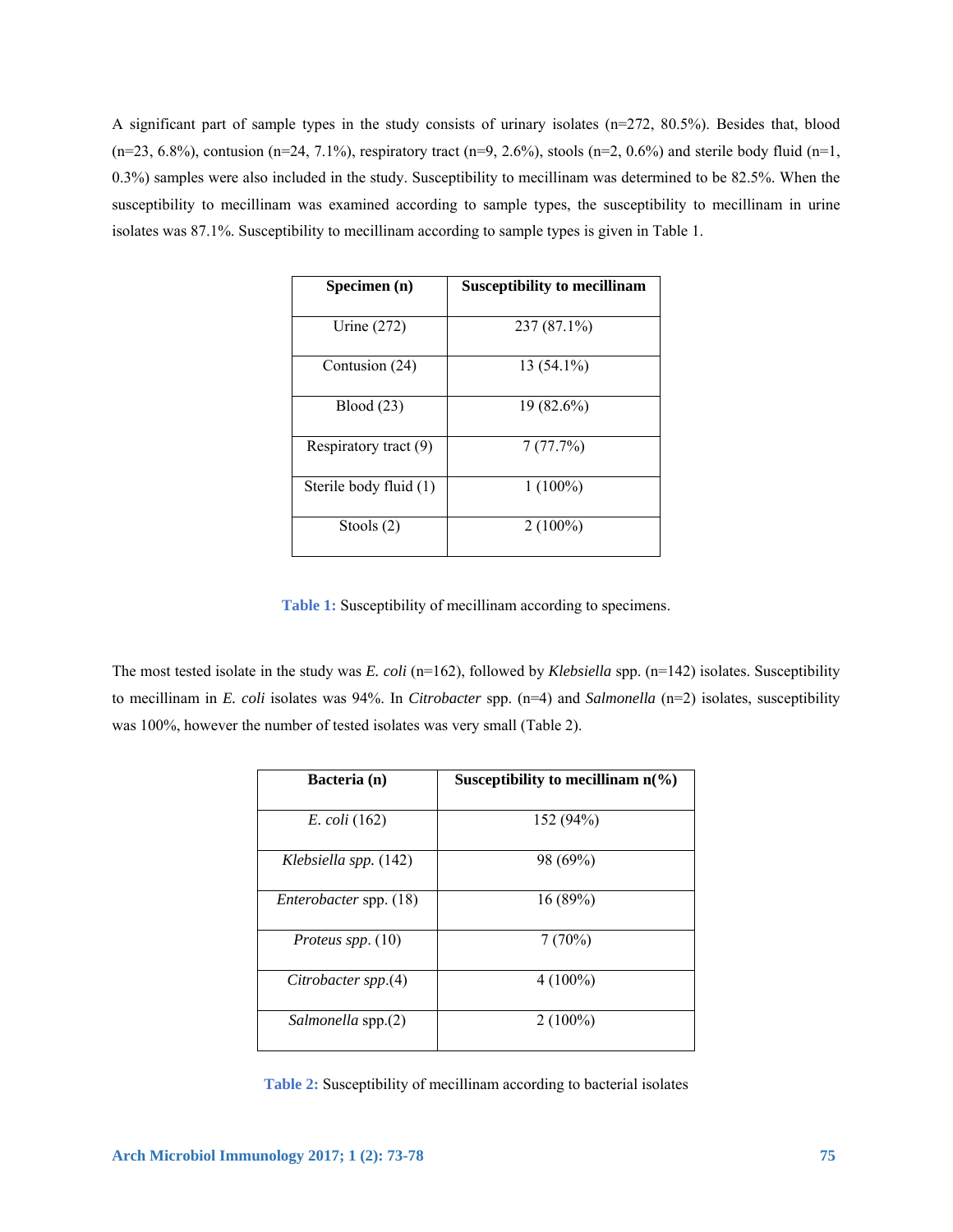A significant part of sample types in the study consists of urinary isolates (n=272, 80.5%). Besides that, blood (n=23, 6.8%), contusion (n=24, 7.1%), respiratory tract (n=9, 2.6%), stools (n=2, 0.6%) and sterile body fluid (n=1, 0.3%) samples were also included in the study. Susceptibility to mecillinam was determined to be 82.5%. When the susceptibility to mecillinam was examined according to sample types, the susceptibility to mecillinam in urine isolates was 87.1%. Susceptibility to mecillinam according to sample types is given in Table 1.

| Specimen (n) | Susceptibility to mecillinam |
|---|---|
| Urine (272) | 237 (87.1%) |
| Contusion (24) | 13 (54.1%) |
| Blood (23) | 19 (82.6%) |
| Respiratory tract (9) | 7 (77.7%) |
| Sterile body fluid (1) | 1 (100%) |
| Stools (2) | 2 (100%) |

**Table 1:** Susceptibility of mecillinam according to specimens.

The most tested isolate in the study was *E. coli* (n=162), followed by *Klebsiella* spp. (n=142) isolates. Susceptibility to mecillinam in *E. coli* isolates was 94%. In *Citrobacter* spp. (n=4) and *Salmonella* (n=2) isolates, susceptibility was 100%, however the number of tested isolates was very small (Table 2).

| Bacteria (n) | Susceptibility to mecillinam n(%) |
|---|---|
| *E. coli* (162) | 152 (94%) |
| *Klebsiella spp.* (142) | 98 (69%) |
| *Enterobacter* spp. (18) | 16 (89%) |
| *Proteus spp*. (10) | 7 (70%) |
| *Citrobacter spp*.(4) | 4 (100%) |
| *Salmonella* spp.(2) | 2 (100%) |

**Table 2:** Susceptibility of mecillinam according to bacterial isolates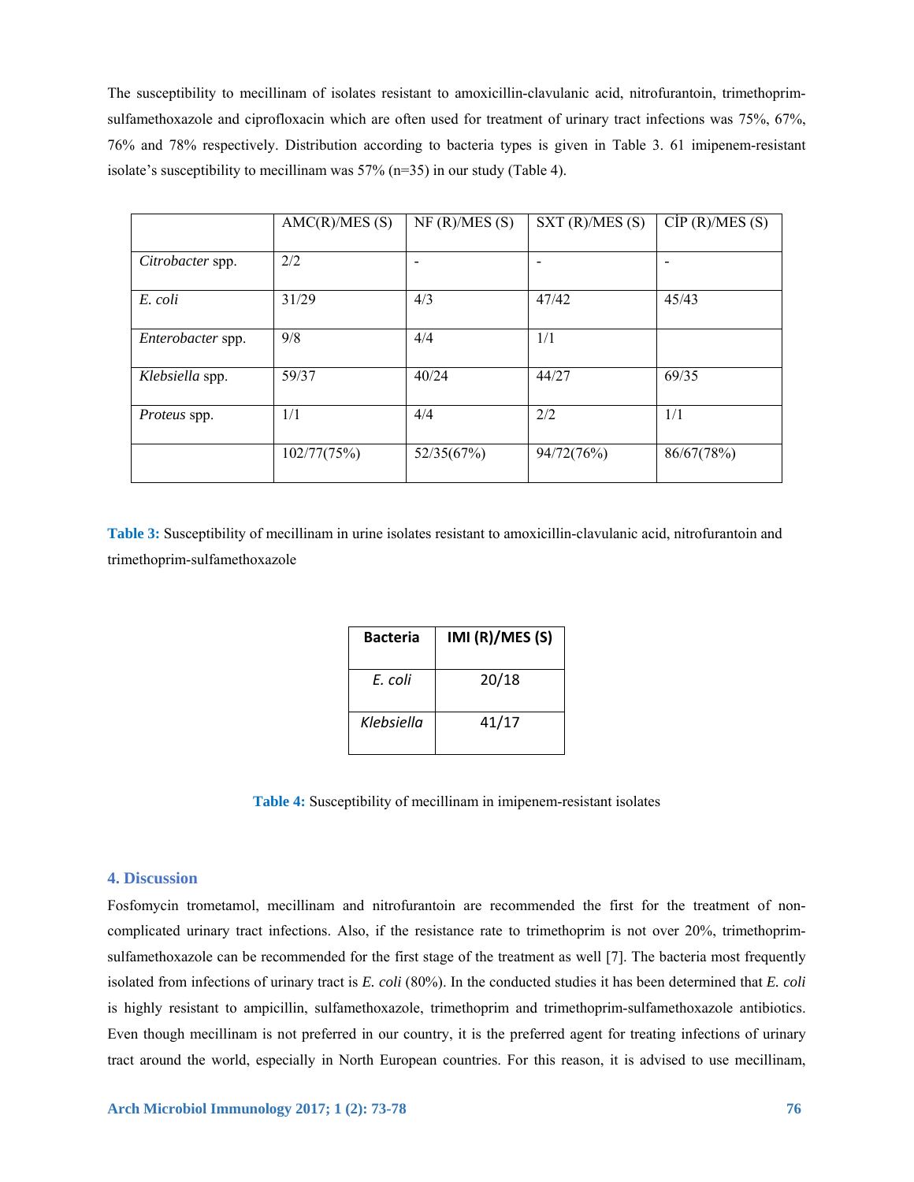The susceptibility to mecillinam of isolates resistant to amoxicillin-clavulanic acid, nitrofurantoin, trimethoprim-sulfamethoxazole and ciprofloxacin which are often used for treatment of urinary tract infections was 75%, 67%, 76% and 78% respectively. Distribution according to bacteria types is given in Table 3. 61 imipenem-resistant isolate's susceptibility to mecillinam was 57% (n=35) in our study (Table 4).

| | AMC(R)/MES (S) | NF (R)/MES (S) | SXT (R)/MES (S) | CİP (R)/MES (S) |
|---|---|---|---|---|
| *Citrobacter* spp. | 2/2 | - | - | - |
| *E. coli* | 31/29 | 4/3 | 47/42 | 45/43 |
| *Enterobacter* spp. | 9/8 | 4/4 | 1/1 | |
| *Klebsiella* spp. | 59/37 | 40/24 | 44/27 | 69/35 |
| *Proteus* spp. | 1/1 | 4/4 | 2/2 | 1/1 |
| | 102/77(75%) | 52/35(67%) | 94/72(76%) | 86/67(78%) |

**Table 3:** Susceptibility of mecillinam in urine isolates resistant to amoxicillin-clavulanic acid, nitrofurantoin and trimethoprim-sulfamethoxazole

| Bacteria | IMI (R)/MES (S) |
|---|---|
| *E. coli* | 20/18 |
| *Klebsiella* | 41/17 |

**Table 4:** Susceptibility of mecillinam in imipenem-resistant isolates

## 4. Discussion

Fosfomycin trometamol, mecillinam and nitrofurantoin are recommended the first for the treatment of non-complicated urinary tract infections. Also, if the resistance rate to trimethoprim is not over 20%, trimethoprim-sulfamethoxazole can be recommended for the first stage of the treatment as well [7]. The bacteria most frequently isolated from infections of urinary tract is *E. coli* (80%). In the conducted studies it has been determined that *E. coli* is highly resistant to ampicillin, sulfamethoxazole, trimethoprim and trimethoprim-sulfamethoxazole antibiotics. Even though mecillinam is not preferred in our country, it is the preferred agent for treating infections of urinary tract around the world, especially in North European countries. For this reason, it is advised to use mecillinam,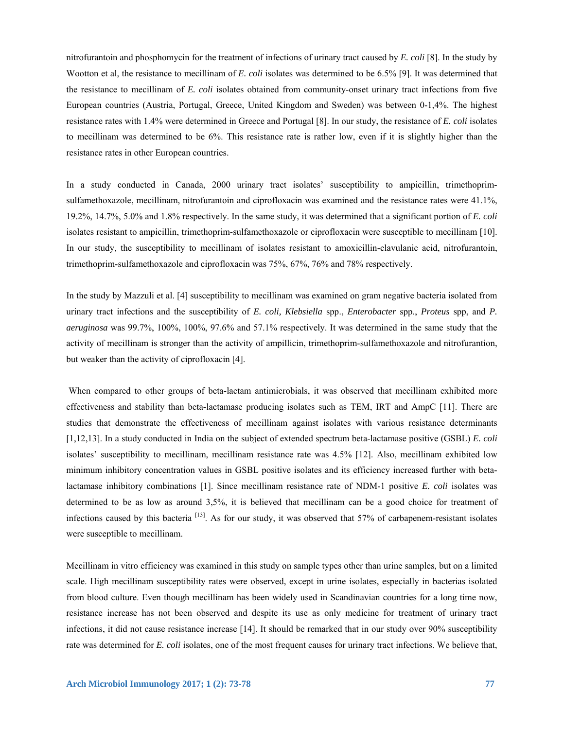nitrofurantoin and phosphomycin for the treatment of infections of urinary tract caused by *E. coli* [8]. In the study by Wootton et al, the resistance to mecillinam of *E. coli* isolates was determined to be 6.5% [9]. It was determined that the resistance to mecillinam of *E. coli* isolates obtained from community-onset urinary tract infections from five European countries (Austria, Portugal, Greece, United Kingdom and Sweden) was between 0-1,4%. The highest resistance rates with 1.4% were determined in Greece and Portugal [8]. In our study, the resistance of *E. coli* isolates to mecillinam was determined to be 6%. This resistance rate is rather low, even if it is slightly higher than the resistance rates in other European countries.

In a study conducted in Canada, 2000 urinary tract isolates' susceptibility to ampicillin, trimethoprim-sulfamethoxazole, mecillinam, nitrofurantoin and ciprofloxacin was examined and the resistance rates were 41.1%, 19.2%, 14.7%, 5.0% and 1.8% respectively. In the same study, it was determined that a significant portion of *E. coli* isolates resistant to ampicillin, trimethoprim-sulfamethoxazole or ciprofloxacin were susceptible to mecillinam [10]. In our study, the susceptibility to mecillinam of isolates resistant to amoxicillin-clavulanic acid, nitrofurantoin, trimethoprim-sulfamethoxazole and ciprofloxacin was 75%, 67%, 76% and 78% respectively.

In the study by Mazzuli et al. [4] susceptibility to mecillinam was examined on gram negative bacteria isolated from urinary tract infections and the susceptibility of *E. coli, Klebsiella* spp., *Enterobacter* spp., *Proteus* spp, and *P. aeruginosa* was 99.7%, 100%, 100%, 97.6% and 57.1% respectively. It was determined in the same study that the activity of mecillinam is stronger than the activity of ampillicin, trimethoprim-sulfamethoxazole and nitrofurantion, but weaker than the activity of ciprofloxacin [4].

When compared to other groups of beta-lactam antimicrobials, it was observed that mecillinam exhibited more effectiveness and stability than beta-lactamase producing isolates such as TEM, IRT and AmpC [11]. There are studies that demonstrate the effectiveness of mecillinam against isolates with various resistance determinants [1,12,13]. In a study conducted in India on the subject of extended spectrum beta-lactamase positive (GSBL) *E. coli* isolates' susceptibility to mecillinam, mecillinam resistance rate was 4.5% [12]. Also, mecillinam exhibited low minimum inhibitory concentration values in GSBL positive isolates and its efficiency increased further with beta-lactamase inhibitory combinations [1]. Since mecillinam resistance rate of NDM-1 positive *E. coli* isolates was determined to be as low as around 3,5%, it is believed that mecillinam can be a good choice for treatment of infections caused by this bacteria [13]. As for our study, it was observed that 57% of carbapenem-resistant isolates were susceptible to mecillinam.

Mecillinam in vitro efficiency was examined in this study on sample types other than urine samples, but on a limited scale. High mecillinam susceptibility rates were observed, except in urine isolates, especially in bacterias isolated from blood culture. Even though mecillinam has been widely used in Scandinavian countries for a long time now, resistance increase has not been observed and despite its use as only medicine for treatment of urinary tract infections, it did not cause resistance increase [14]. It should be remarked that in our study over 90% susceptibility rate was determined for *E. coli* isolates, one of the most frequent causes for urinary tract infections. We believe that,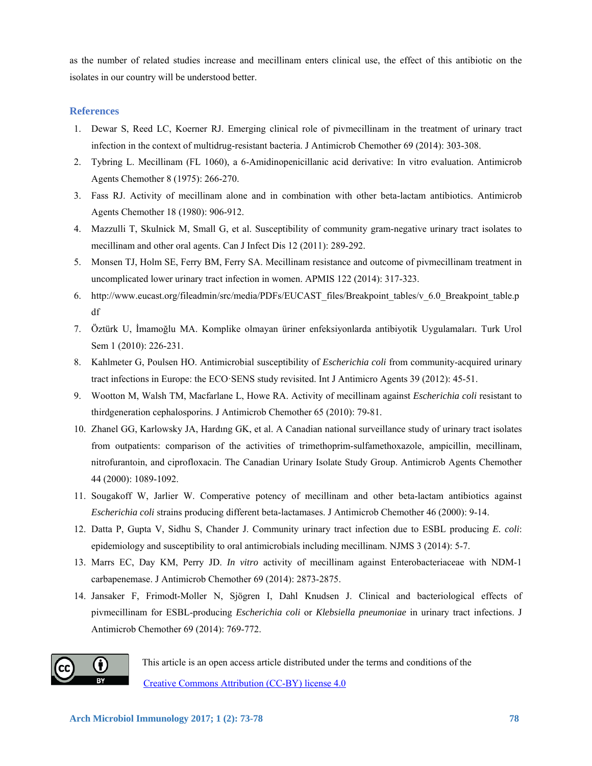as the number of related studies increase and mecillinam enters clinical use, the effect of this antibiotic on the isolates in our country will be understood better.

## References

1. Dewar S, Reed LC, Koerner RJ. Emerging clinical role of pivmecillinam in the treatment of urinary tract infection in the context of multidrug-resistant bacteria. J Antimicrob Chemother 69 (2014): 303-308.
2. Tybring L. Mecillinam (FL 1060), a 6-Amidinopenicillanic acid derivative: In vitro evaluation. Antimicrob Agents Chemother 8 (1975): 266-270.
3. Fass RJ. Activity of mecillinam alone and in combination with other beta-lactam antibiotics. Antimicrob Agents Chemother 18 (1980): 906-912.
4. Mazzulli T, Skulnick M, Small G, et al. Susceptibility of community gram-negative urinary tract isolates to mecillinam and other oral agents. Can J Infect Dis 12 (2011): 289-292.
5. Monsen TJ, Holm SE, Ferry BM, Ferry SA. Mecillinam resistance and outcome of pivmecillinam treatment in uncomplicated lower urinary tract infection in women. APMIS 122 (2014): 317-323.
6. http://www.eucast.org/fileadmin/src/media/PDFs/EUCAST_files/Breakpoint_tables/v_6.0_Breakpoint_table.pdf
7. Öztürk U, İmamoğlu MA. Komplike olmayan üriner enfeksiyonlarda antibiyotik Uygulamaları. Turk Urol Sem 1 (2010): 226-231.
8. Kahlmeter G, Poulsen HO. Antimicrobial susceptibility of *Escherichia coli* from community-acquired urinary tract infections in Europe: the ECO·SENS study revisited. Int J Antimicro Agents 39 (2012): 45-51.
9. Wootton M, Walsh TM, Macfarlane L, Howe RA. Activity of mecillinam against *Escherichia coli* resistant to thirdgeneration cephalosporins. J Antimicrob Chemother 65 (2010): 79-81.
10. Zhanel GG, Karlowsky JA, Hardıng GK, et al. A Canadian national surveillance study of urinary tract isolates from outpatients: comparison of the activities of trimethoprim-sulfamethoxazole, ampicillin, mecillinam, nitrofurantoin, and ciprofloxacin. The Canadian Urinary Isolate Study Group. Antimicrob Agents Chemother 44 (2000): 1089-1092.
11. Sougakoff W, Jarlier W. Comperative potency of mecillinam and other beta-lactam antibiotics against *Escherichia coli* strains producing different beta-lactamases. J Antimicrob Chemother 46 (2000): 9-14.
12. Datta P, Gupta V, Sidhu S, Chander J. Community urinary tract infection due to ESBL producing *E. coli*: epidemiology and susceptibility to oral antimicrobials including mecillinam. NJMS 3 (2014): 5-7.
13. Marrs EC, Day KM, Perry JD. *In vitro* activity of mecillinam against Enterobacteriaceae with NDM-1 carbapenemase. J Antimicrob Chemother 69 (2014): 2873-2875.
14. Jansaker F, Frimodt-Moller N, Sjögren I, Dahl Knudsen J. Clinical and bacteriological effects of pivmecillinam for ESBL-producing *Escherichia coli* or *Klebsiella pneumoniae* in urinary tract infections. J Antimicrob Chemother 69 (2014): 769-772.

This article is an open access article distributed under the terms and conditions of the Creative Commons Attribution (CC-BY) license 4.0